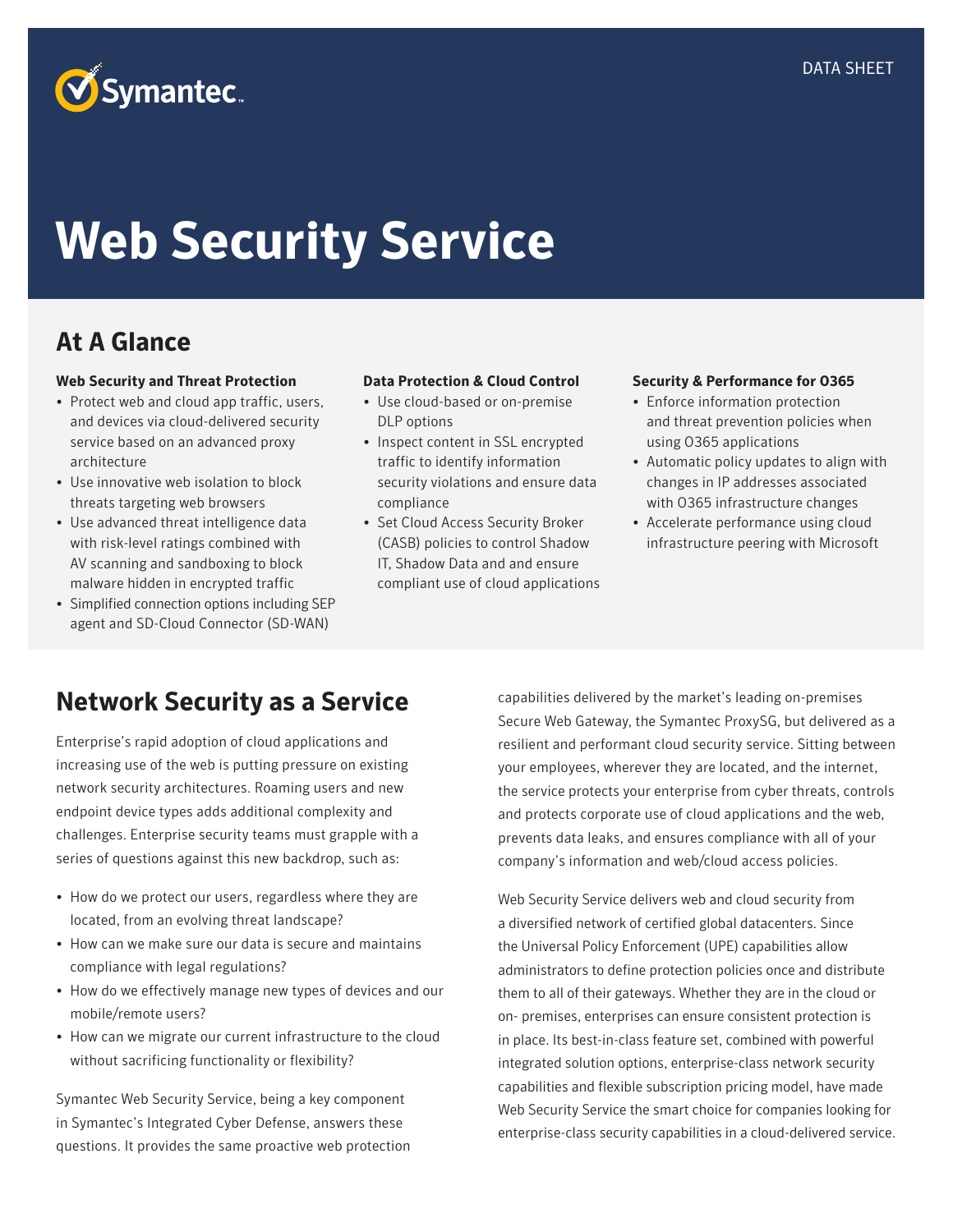Symantec

DATA SHEET

# Web Security Service

## At A Glance

**Web Security and Threat Protection**

- Protect web and cloud app traffic, users, and devices via cloud-delivered security service based on an advanced proxy architecture
- Use innovative web isolation to block threats targeting web browsers
- Use advanced threat intelligence data with risk-level ratings combined with AV scanning and sandboxing to block malware hidden in encrypted traffic
- Simplified connection options including SEP agent and SD-Cloud Connector (SD-WAN)

**Data Protection & Cloud Control**

- Use cloud-based or on-premise DLP options
- Inspect content in SSL encrypted traffic to identify information security violations and ensure data compliance
- Set Cloud Access Security Broker (CASB) policies to control Shadow IT, Shadow Data and and ensure compliant use of cloud applications

**Security & Performance for O365**

- Enforce information protection and threat prevention policies when using O365 applications
- Automatic policy updates to align with changes in IP addresses associated with O365 infrastructure changes
- Accelerate performance using cloud infrastructure peering with Microsoft

## Network Security as a Service

Enterprise's rapid adoption of cloud applications and increasing use of the web is putting pressure on existing network security architectures. Roaming users and new endpoint device types adds additional complexity and challenges. Enterprise security teams must grapple with a series of questions against this new backdrop, such as:

- How do we protect our users, regardless where they are located, from an evolving threat landscape?
- How can we make sure our data is secure and maintains compliance with legal regulations?
- How do we effectively manage new types of devices and our mobile/remote users?
- How can we migrate our current infrastructure to the cloud without sacrificing functionality or flexibility?

Symantec Web Security Service, being a key component in Symantec's Integrated Cyber Defense, answers these questions. It provides the same proactive web protection capabilities delivered by the market's leading on-premises Secure Web Gateway, the Symantec ProxySG, but delivered as a resilient and performant cloud security service. Sitting between your employees, wherever they are located, and the internet, the service protects your enterprise from cyber threats, controls and protects corporate use of cloud applications and the web, prevents data leaks, and ensures compliance with all of your company's information and web/cloud access policies.

Web Security Service delivers web and cloud security from a diversified network of certified global datacenters. Since the Universal Policy Enforcement (UPE) capabilities allow administrators to define protection policies once and distribute them to all of their gateways. Whether they are in the cloud or on- premises, enterprises can ensure consistent protection is in place. Its best-in-class feature set, combined with powerful integrated solution options, enterprise-class network security capabilities and flexible subscription pricing model, have made Web Security Service the smart choice for companies looking for enterprise-class security capabilities in a cloud-delivered service.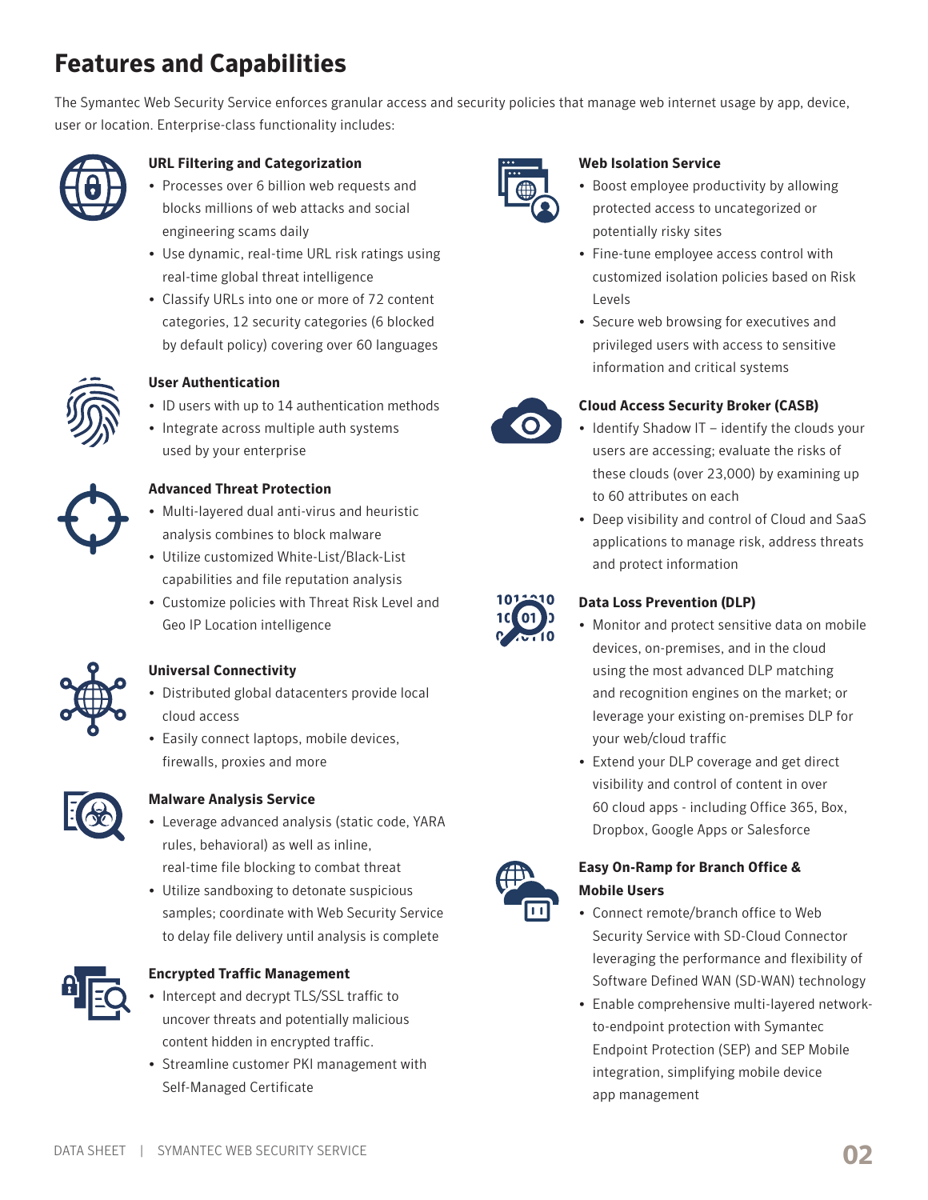# Features and Capabilities

The Symantec Web Security Service enforces granular access and security policies that manage web internet usage by app, device, user or location. Enterprise-class functionality includes:

### URL Filtering and Categorization

- Processes over 6 billion web requests and blocks millions of web attacks and social engineering scams daily
- Use dynamic, real-time URL risk ratings using real-time global threat intelligence
- Classify URLs into one or more of 72 content categories, 12 security categories (6 blocked by default policy) covering over 60 languages

### User Authentication

- ID users with up to 14 authentication methods
- Integrate across multiple auth systems used by your enterprise

### Advanced Threat Protection

- Multi-layered dual anti-virus and heuristic analysis combines to block malware
- Utilize customized White-List/Black-List capabilities and file reputation analysis
- Customize policies with Threat Risk Level and Geo IP Location intelligence

### Universal Connectivity

- Distributed global datacenters provide local cloud access
- Easily connect laptops, mobile devices, firewalls, proxies and more

### Malware Analysis Service

- Leverage advanced analysis (static code, YARA rules, behavioral) as well as inline, real-time file blocking to combat threat
- Utilize sandboxing to detonate suspicious samples; coordinate with Web Security Service to delay file delivery until analysis is complete

### Encrypted Traffic Management

- Intercept and decrypt TLS/SSL traffic to uncover threats and potentially malicious content hidden in encrypted traffic.
- Streamline customer PKI management with Self-Managed Certificate

### Web Isolation Service

- Boost employee productivity by allowing protected access to uncategorized or potentially risky sites
- Fine-tune employee access control with customized isolation policies based on Risk Levels
- Secure web browsing for executives and privileged users with access to sensitive information and critical systems

### Cloud Access Security Broker (CASB)

- Identify Shadow IT – identify the clouds your users are accessing; evaluate the risks of these clouds (over 23,000) by examining up to 60 attributes on each
- Deep visibility and control of Cloud and SaaS applications to manage risk, address threats and protect information

### Data Loss Prevention (DLP)

- Monitor and protect sensitive data on mobile devices, on-premises, and in the cloud using the most advanced DLP matching and recognition engines on the market; or leverage your existing on-premises DLP for your web/cloud traffic
- Extend your DLP coverage and get direct visibility and control of content in over 60 cloud apps - including Office 365, Box, Dropbox, Google Apps or Salesforce

### Easy On-Ramp for Branch Office & Mobile Users

- Connect remote/branch office to Web Security Service with SD-Cloud Connector leveraging the performance and flexibility of Software Defined WAN (SD-WAN) technology
- Enable comprehensive multi-layered network-to-endpoint protection with Symantec Endpoint Protection (SEP) and SEP Mobile integration, simplifying mobile device app management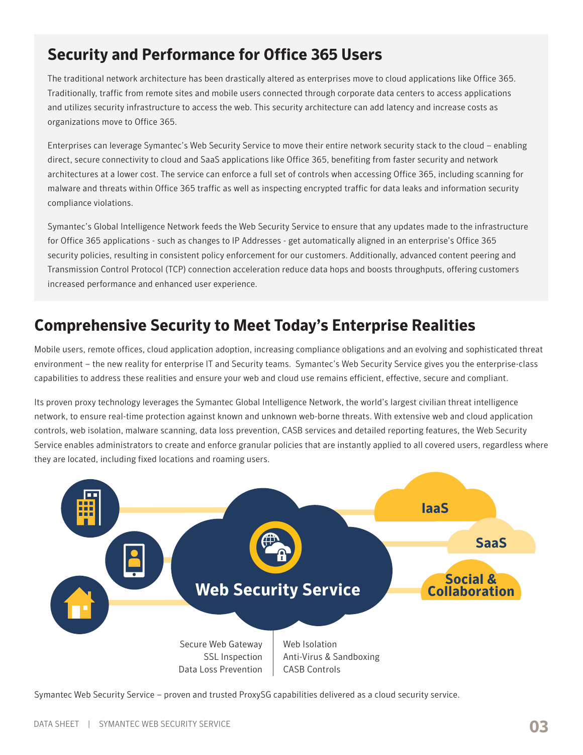## Security and Performance for Office 365 Users

The traditional network architecture has been drastically altered as enterprises move to cloud applications like Office 365. Traditionally, traffic from remote sites and mobile users connected through corporate data centers to access applications and utilizes security infrastructure to access the web. This security architecture can add latency and increase costs as organizations move to Office 365.

Enterprises can leverage Symantec's Web Security Service to move their entire network security stack to the cloud – enabling direct, secure connectivity to cloud and SaaS applications like Office 365, benefiting from faster security and network architectures at a lower cost. The service can enforce a full set of controls when accessing Office 365, including scanning for malware and threats within Office 365 traffic as well as inspecting encrypted traffic for data leaks and information security compliance violations.

Symantec's Global Intelligence Network feeds the Web Security Service to ensure that any updates made to the infrastructure for Office 365 applications - such as changes to IP Addresses - get automatically aligned in an enterprise's Office 365 security policies, resulting in consistent policy enforcement for our customers. Additionally, advanced content peering and Transmission Control Protocol (TCP) connection acceleration reduce data hops and boosts throughputs, offering customers increased performance and enhanced user experience.

## Comprehensive Security to Meet Today's Enterprise Realities

Mobile users, remote offices, cloud application adoption, increasing compliance obligations and an evolving and sophisticated threat environment – the new reality for enterprise IT and Security teams. Symantec's Web Security Service gives you the enterprise-class capabilities to address these realities and ensure your web and cloud use remains efficient, effective, secure and compliant.

Its proven proxy technology leverages the Symantec Global Intelligence Network, the world's largest civilian threat intelligence network, to ensure real-time protection against known and unknown web-borne threats. With extensive web and cloud application controls, web isolation, malware scanning, data loss prevention, CASB services and detailed reporting features, the Web Security Service enables administrators to create and enforce granular policies that are instantly applied to all covered users, regardless where they are located, including fixed locations and roaming users.

IaaS

SaaS

Social & Collaboration

Web Security Service

Secure Web Gateway
SSL Inspection
Data Loss Prevention

Web Isolation
Anti-Virus & Sandboxing
CASB Controls

Symantec Web Security Service – proven and trusted ProxySG capabilities delivered as a cloud security service.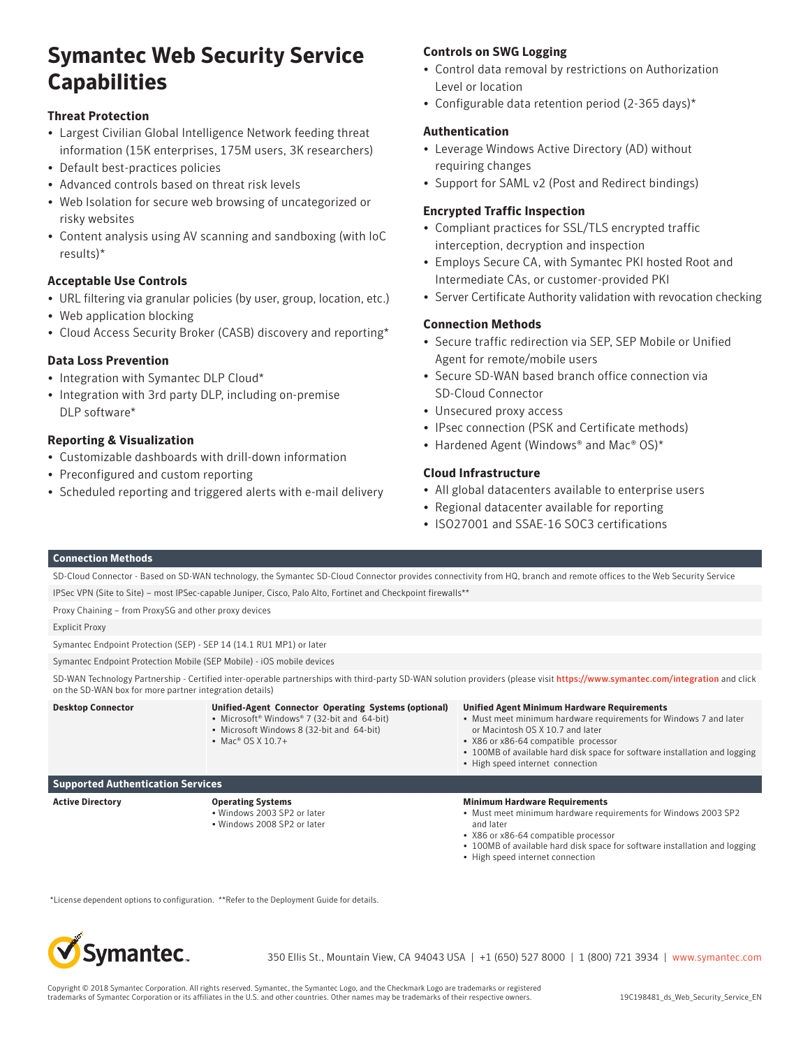# Symantec Web Security Service Capabilities

### Threat Protection

- Largest Civilian Global Intelligence Network feeding threat information (15K enterprises, 175M users, 3K researchers)
- Default best-practices policies
- Advanced controls based on threat risk levels
- Web Isolation for secure web browsing of uncategorized or risky websites
- Content analysis using AV scanning and sandboxing (with IoC results)*

### Acceptable Use Controls

- URL filtering via granular policies (by user, group, location, etc.)
- Web application blocking
- Cloud Access Security Broker (CASB) discovery and reporting*

### Data Loss Prevention

- Integration with Symantec DLP Cloud*
- Integration with 3rd party DLP, including on-premise DLP software*

### Reporting & Visualization

- Customizable dashboards with drill-down information
- Preconfigured and custom reporting
- Scheduled reporting and triggered alerts with e-mail delivery

### Controls on SWG Logging

- Control data removal by restrictions on Authorization Level or location
- Configurable data retention period (2-365 days)*

### Authentication

- Leverage Windows Active Directory (AD) without requiring changes
- Support for SAML v2 (Post and Redirect bindings)

### Encrypted Traffic Inspection

- Compliant practices for SSL/TLS encrypted traffic interception, decryption and inspection
- Employs Secure CA, with Symantec PKI hosted Root and Intermediate CAs, or customer-provided PKI
- Server Certificate Authority validation with revocation checking

### Connection Methods

- Secure traffic redirection via SEP, SEP Mobile or Unified Agent for remote/mobile users
- Secure SD-WAN based branch office connection via SD-Cloud Connector
- Unsecured proxy access
- IPsec connection (PSK and Certificate methods)
- Hardened Agent (Windows® and Mac® OS)*

### Cloud Infrastructure

- All global datacenters available to enterprise users
- Regional datacenter available for reporting
- ISO27001 and SSAE-16 SOC3 certifications

| Connection Methods | | |
|---|---|---|
| SD-Cloud Connector - Based on SD-WAN technology, the Symantec SD-Cloud Connector provides connectivity from HQ, branch and remote offices to the Web Security Service | | |
| IPSec VPN (Site to Site) – most IPSec-capable Juniper, Cisco, Palo Alto, Fortinet and Checkpoint firewalls** | | |
| Proxy Chaining – from ProxySG and other proxy devices | | |
| Explicit Proxy | | |
| Symantec Endpoint Protection (SEP) - SEP 14 (14.1 RU1 MP1) or later | | |
| Symantec Endpoint Protection Mobile (SEP Mobile) - iOS mobile devices | | |
| SD-WAN Technology Partnership - Certified inter-operable partnerships with third-party SD-WAN solution providers (please visit https://www.symantec.com/integration and click on the SD-WAN box for more partner integration details) | | |
| **Desktop Connector** | **Unified-Agent Connector Operating Systems (optional)**<br>• Microsoft® Windows® 7 (32-bit and 64-bit)<br>• Microsoft Windows 8 (32-bit and 64-bit)<br>• Mac® OS X 10.7+ | **Unified Agent Minimum Hardware Requirements**<br>• Must meet minimum hardware requirements for Windows 7 and later or Macintosh OS X 10.7 and later<br>• X86 or x86-64 compatible processor<br>• 100MB of available hard disk space for software installation and logging<br>• High speed internet connection |

| Supported Authentication Services | | |
|---|---|---|
| **Active Directory** | **Operating Systems**<br>• Windows 2003 SP2 or later<br>• Windows 2008 SP2 or later | **Minimum Hardware Requirements**<br>• Must meet minimum hardware requirements for Windows 2003 SP2 and later<br>• X86 or x86-64 compatible processor<br>• 100MB of available hard disk space for software installation and logging<br>• High speed internet connection |

*License dependent options to configuration. **Refer to the Deployment Guide for details.

Symantec

350 Ellis St., Mountain View, CA 94043 USA | +1 (650) 527 8000 | 1 (800) 721 3934 | www.symantec.com

Copyright © 2018 Symantec Corporation. All rights reserved. Symantec, the Symantec Logo, and the Checkmark Logo are trademarks or registered trademarks of Symantec Corporation or its affiliates in the U.S. and other countries. Other names may be trademarks of their respective owners.

19C198481_ds_Web_Security_Service_EN